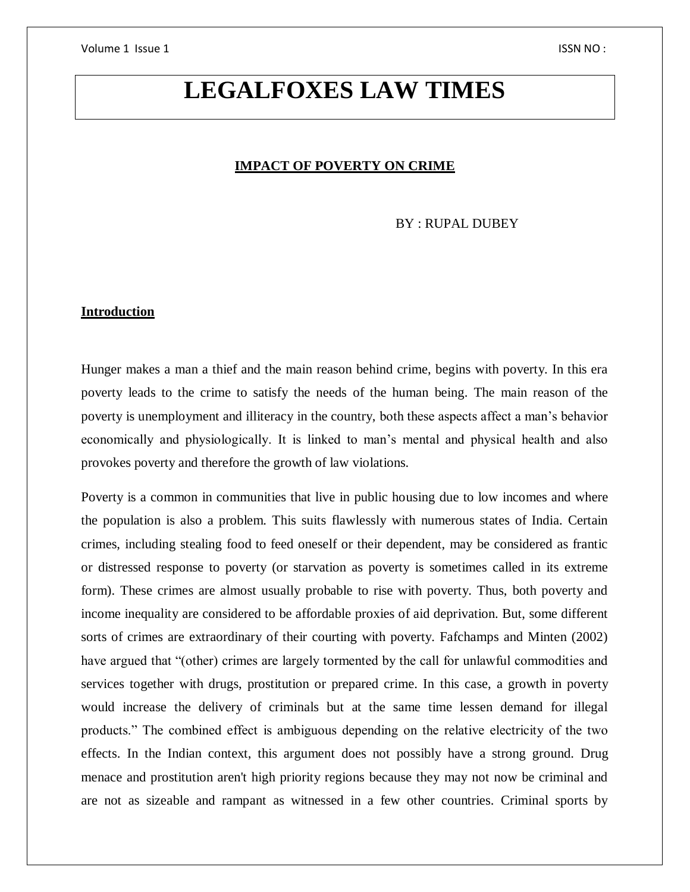# LEGALFOXES LAW TIMES

## IMPACT OF POVERTY ON CRIME

BY : RUPAL DUBEY

### Introduction

Hunger makes a man a thief and the main reason behind crime, begins with poverty. In this era poverty leads to the crime to satisfy the needs of the human being. The main reason of the poverty is unemployment and illiteracy in the country, both these aspects affect a man's behavior economically and physiologically. It is linked to man's mental and physical health and also provokes poverty and therefore the growth of law violations.

Poverty is a common in communities that live in public housing due to low incomes and where the population is also a problem. This suits flawlessly with numerous states of India. Certain crimes, including stealing food to feed oneself or their dependent, may be considered as frantic or distressed response to poverty (or starvation as poverty is sometimes called in its extreme form). These crimes are almost usually probable to rise with poverty. Thus, both poverty and income inequality are considered to be affordable proxies of aid deprivation. But, some different sorts of crimes are extraordinary of their courting with poverty. Fafchamps and Minten (2002) have argued that "(other) crimes are largely tormented by the call for unlawful commodities and services together with drugs, prostitution or prepared crime. In this case, a growth in poverty would increase the delivery of criminals but at the same time lessen demand for illegal products." The combined effect is ambiguous depending on the relative electricity of the two effects. In the Indian context, this argument does not possibly have a strong ground. Drug menace and prostitution aren't high priority regions because they may not now be criminal and are not as sizeable and rampant as witnessed in a few other countries. Criminal sports by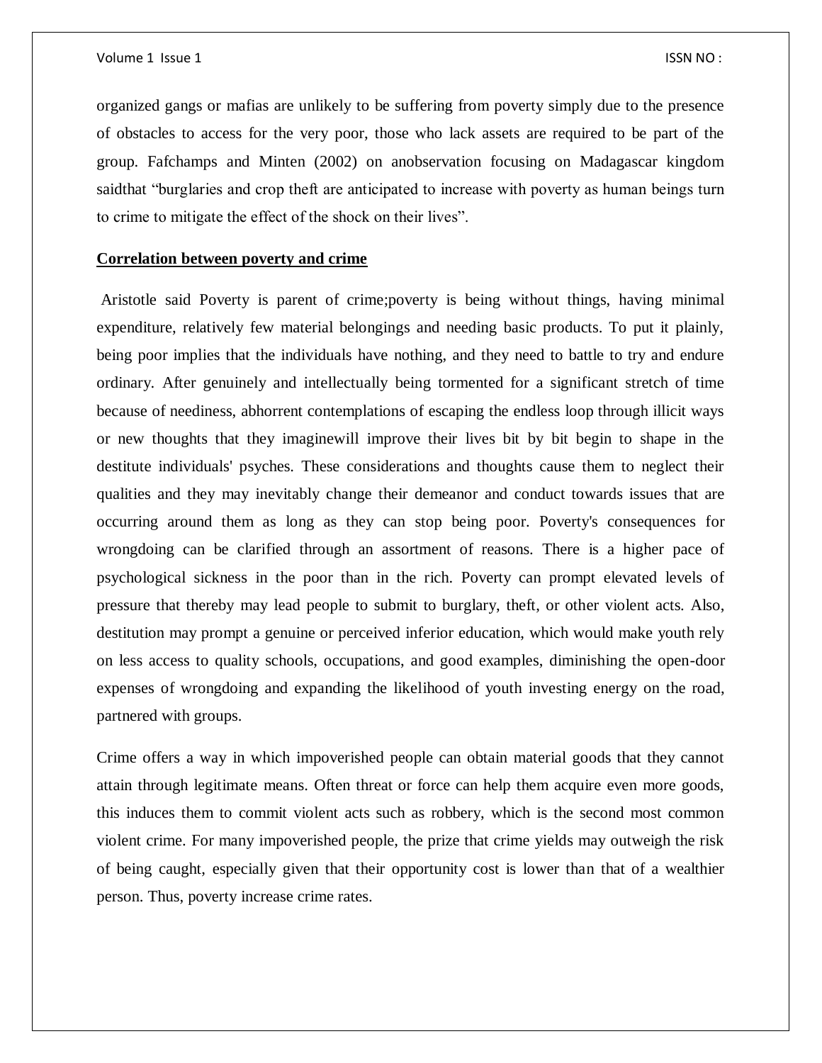organized gangs or mafias are unlikely to be suffering from poverty simply due to the presence of obstacles to access for the very poor, those who lack assets are required to be part of the group. Fafchamps and Minten (2002) on anobservation focusing on Madagascar kingdom saidthat "burglaries and crop theft are anticipated to increase with poverty as human beings turn to crime to mitigate the effect of the shock on their lives".

## **Correlation between poverty and crime**

Aristotle said Poverty is parent of crime;poverty is being without things, having minimal expenditure, relatively few material belongings and needing basic products. To put it plainly, being poor implies that the individuals have nothing, and they need to battle to try and endure ordinary. After genuinely and intellectually being tormented for a significant stretch of time because of neediness, abhorrent contemplations of escaping the endless loop through illicit ways or new thoughts that they imaginewill improve their lives bit by bit begin to shape in the destitute individuals' psyches. These considerations and thoughts cause them to neglect their qualities and they may inevitably change their demeanor and conduct towards issues that are occurring around them as long as they can stop being poor. Poverty's consequences for wrongdoing can be clarified through an assortment of reasons. There is a higher pace of psychological sickness in the poor than in the rich. Poverty can prompt elevated levels of pressure that thereby may lead people to submit to burglary, theft, or other violent acts. Also, destitution may prompt a genuine or perceived inferior education, which would make youth rely on less access to quality schools, occupations, and good examples, diminishing the open-door expenses of wrongdoing and expanding the likelihood of youth investing energy on the road, partnered with groups.

Crime offers a way in which impoverished people can obtain material goods that they cannot attain through legitimate means. Often threat or force can help them acquire even more goods, this induces them to commit violent acts such as robbery, which is the second most common violent crime. For many impoverished people, the prize that crime yields may outweigh the risk of being caught, especially given that their opportunity cost is lower than that of a wealthier person. Thus, poverty increase crime rates.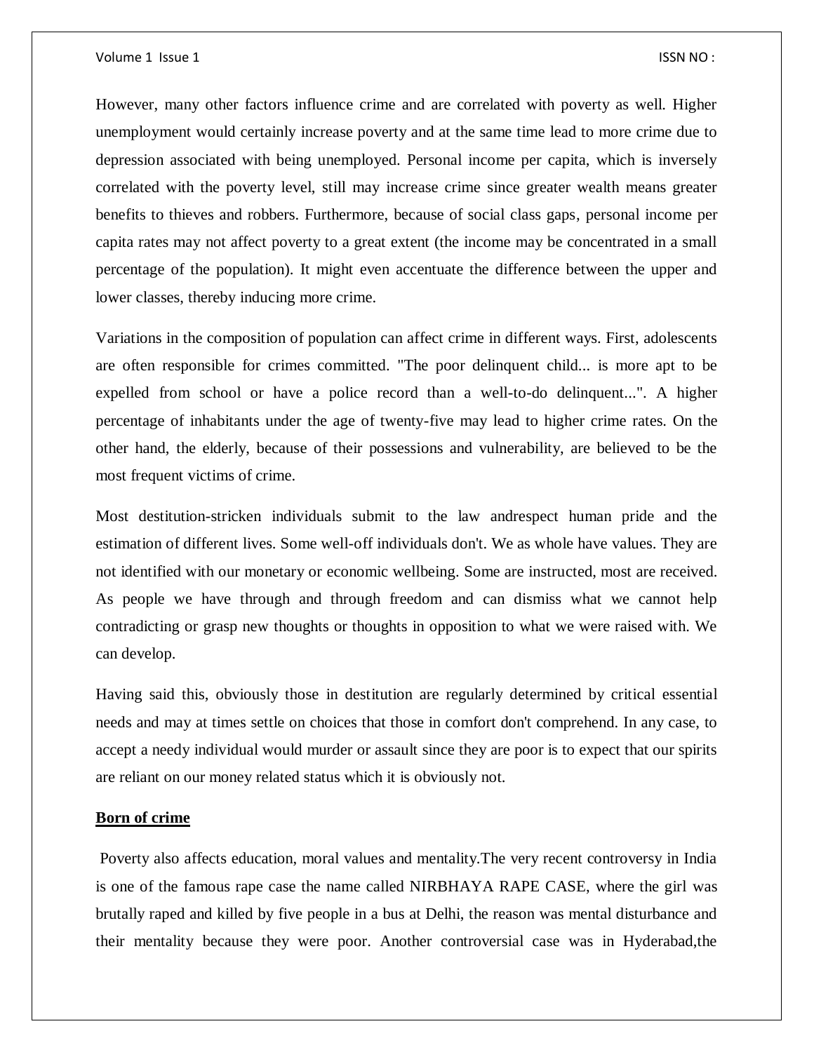However, many other factors influence crime and are correlated with poverty as well. Higher unemployment would certainly increase poverty and at the same time lead to more crime due to depression associated with being unemployed. Personal income per capita, which is inversely correlated with the poverty level, still may increase crime since greater wealth means greater benefits to thieves and robbers. Furthermore, because of social class gaps, personal income per capita rates may not affect poverty to a great extent (the income may be concentrated in a small percentage of the population). It might even accentuate the difference between the upper and lower classes, thereby inducing more crime.

Variations in the composition of population can affect crime in different ways. First, adolescents are often responsible for crimes committed. "The poor delinquent child... is more apt to be expelled from school or have a police record than a well-to-do delinquent...". A higher percentage of inhabitants under the age of twenty-five may lead to higher crime rates. On the other hand, the elderly, because of their possessions and vulnerability, are believed to be the most frequent victims of crime.

Most destitution-stricken individuals submit to the law andrespect human pride and the estimation of different lives. Some well-off individuals don't. We as whole have values. They are not identified with our monetary or economic wellbeing. Some are instructed, most are received. As people we have through and through freedom and can dismiss what we cannot help contradicting or grasp new thoughts or thoughts in opposition to what we were raised with. We can develop.

Having said this, obviously those in destitution are regularly determined by critical essential needs and may at times settle on choices that those in comfort don't comprehend. In any case, to accept a needy individual would murder or assault since they are poor is to expect that our spirits are reliant on our money related status which it is obviously not.

## Born of crime

Poverty also affects education, moral values and mentality.The very recent controversy in India is one of the famous rape case the name called NIRBHAYA RAPE CASE, where the girl was brutally raped and killed by five people in a bus at Delhi, the reason was mental disturbance and their mentality because they were poor. Another controversial case was in Hyderabad,the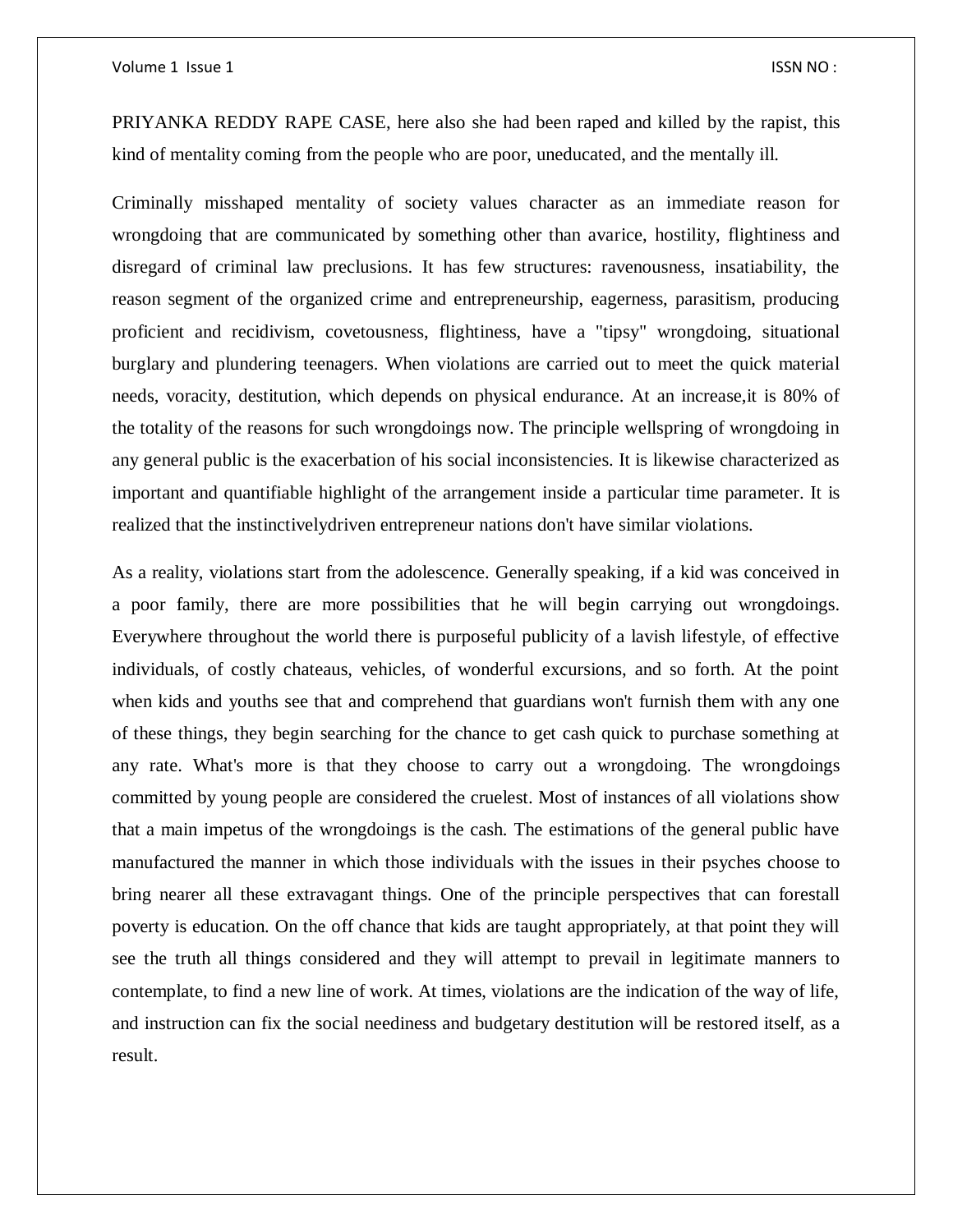PRIYANKA REDDY RAPE CASE, here also she had been raped and killed by the rapist, this kind of mentality coming from the people who are poor, uneducated, and the mentally ill.

Criminally misshaped mentality of society values character as an immediate reason for wrongdoing that are communicated by something other than avarice, hostility, flightiness and disregard of criminal law preclusions. It has few structures: ravenousness, insatiability, the reason segment of the organized crime and entrepreneurship, eagerness, parasitism, producing proficient and recidivism, covetousness, flightiness, have a "tipsy" wrongdoing, situational burglary and plundering teenagers. When violations are carried out to meet the quick material needs, voracity, destitution, which depends on physical endurance. At an increase,it is 80% of the totality of the reasons for such wrongdoings now. The principle wellspring of wrongdoing in any general public is the exacerbation of his social inconsistencies. It is likewise characterized as important and quantifiable highlight of the arrangement inside a particular time parameter. It is realized that the instinctivelydriven entrepreneur nations don't have similar violations.

As a reality, violations start from the adolescence. Generally speaking, if a kid was conceived in a poor family, there are more possibilities that he will begin carrying out wrongdoings. Everywhere throughout the world there is purposeful publicity of a lavish lifestyle, of effective individuals, of costly chateaus, vehicles, of wonderful excursions, and so forth. At the point when kids and youths see that and comprehend that guardians won't furnish them with any one of these things, they begin searching for the chance to get cash quick to purchase something at any rate. What's more is that they choose to carry out a wrongdoing. The wrongdoings committed by young people are considered the cruelest. Most of instances of all violations show that a main impetus of the wrongdoings is the cash. The estimations of the general public have manufactured the manner in which those individuals with the issues in their psyches choose to bring nearer all these extravagant things. One of the principle perspectives that can forestall poverty is education. On the off chance that kids are taught appropriately, at that point they will see the truth all things considered and they will attempt to prevail in legitimate manners to contemplate, to find a new line of work. At times, violations are the indication of the way of life, and instruction can fix the social neediness and budgetary destitution will be restored itself, as a result.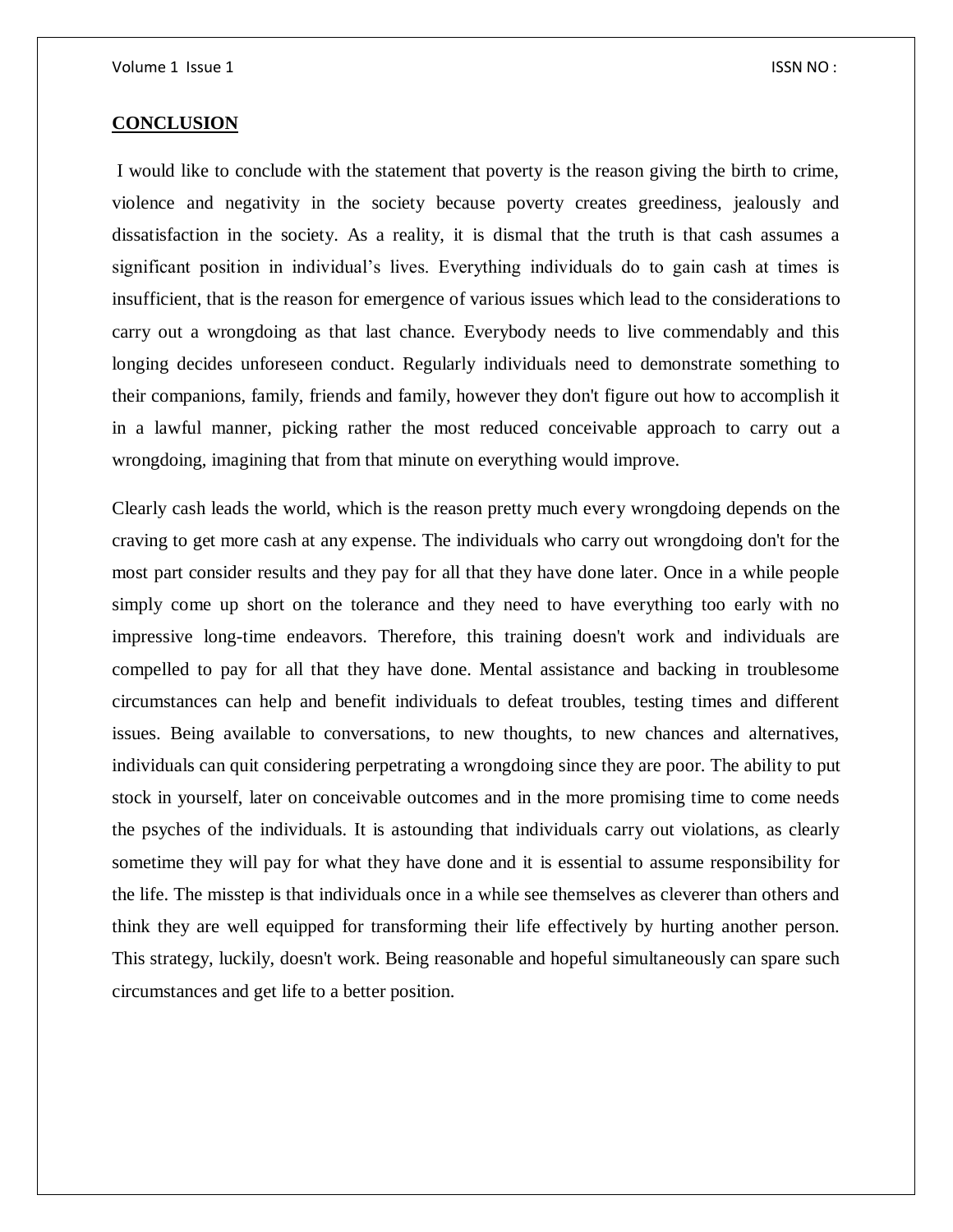## CONCLUSION

I would like to conclude with the statement that poverty is the reason giving the birth to crime, violence and negativity in the society because poverty creates greediness, jealously and dissatisfaction in the society. As a reality, it is dismal that the truth is that cash assumes a significant position in individual's lives. Everything individuals do to gain cash at times is insufficient, that is the reason for emergence of various issues which lead to the considerations to carry out a wrongdoing as that last chance. Everybody needs to live commendably and this longing decides unforeseen conduct. Regularly individuals need to demonstrate something to their companions, family, friends and family, however they don't figure out how to accomplish it in a lawful manner, picking rather the most reduced conceivable approach to carry out a wrongdoing, imagining that from that minute on everything would improve.

Clearly cash leads the world, which is the reason pretty much every wrongdoing depends on the craving to get more cash at any expense. The individuals who carry out wrongdoing don't for the most part consider results and they pay for all that they have done later. Once in a while people simply come up short on the tolerance and they need to have everything too early with no impressive long-time endeavors. Therefore, this training doesn't work and individuals are compelled to pay for all that they have done. Mental assistance and backing in troublesome circumstances can help and benefit individuals to defeat troubles, testing times and different issues. Being available to conversations, to new thoughts, to new chances and alternatives, individuals can quit considering perpetrating a wrongdoing since they are poor. The ability to put stock in yourself, later on conceivable outcomes and in the more promising time to come needs the psyches of the individuals. It is astounding that individuals carry out violations, as clearly sometime they will pay for what they have done and it is essential to assume responsibility for the life. The misstep is that individuals once in a while see themselves as cleverer than others and think they are well equipped for transforming their life effectively by hurting another person. This strategy, luckily, doesn't work. Being reasonable and hopeful simultaneously can spare such circumstances and get life to a better position.